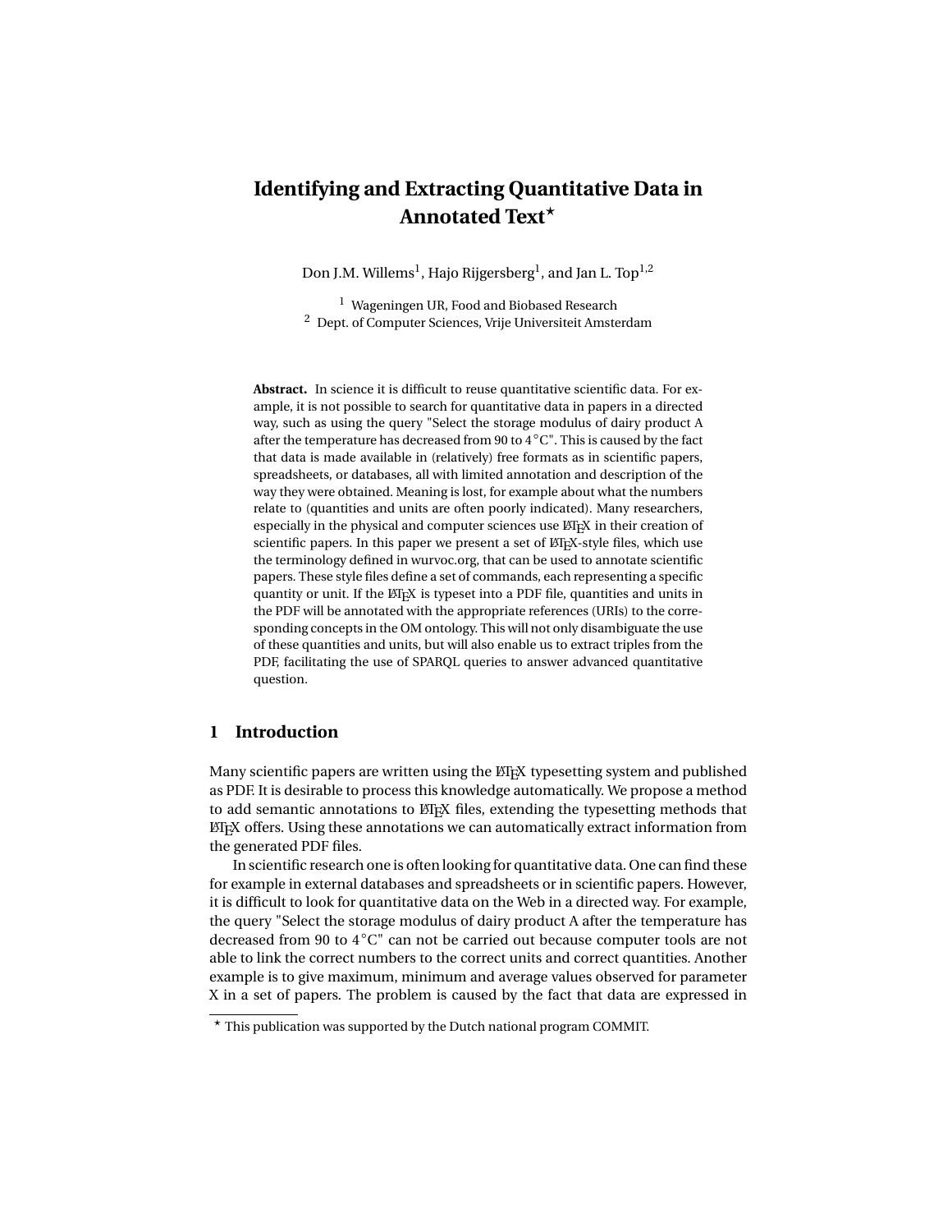# Identifying and Extracting Quantitative Data in Annotated Text*

Don J.M. Willems[1], Hajo Rijgersberg[1], and Jan L. Top[1,2]

[1] Wageningen UR, Food and Biobased Research
[2] Dept. of Computer Sciences, Vrije Universiteit Amsterdam

**Abstract.** In science it is difficult to reuse quantitative scientific data. For example, it is not possible to search for quantitative data in papers in a directed way, such as using the query "Select the storage modulus of dairy product A after the temperature has decreased from 90 to 4 °C". This is caused by the fact that data is made available in (relatively) free formats as in scientific papers, spreadsheets, or databases, all with limited annotation and description of the way they were obtained. Meaning is lost, for example about what the numbers relate to (quantities and units are often poorly indicated). Many researchers, especially in the physical and computer sciences use LaTeX in their creation of scientific papers. In this paper we present a set of LaTeX-style files, which use the terminology defined in wurvoc.org, that can be used to annotate scientific papers. These style files define a set of commands, each representing a specific quantity or unit. If the LaTeX is typeset into a PDF file, quantities and units in the PDF will be annotated with the appropriate references (URIs) to the corresponding concepts in the OM ontology. This will not only disambiguate the use of these quantities and units, but will also enable us to extract triples from the PDF, facilitating the use of SPARQL queries to answer advanced quantitative question.

## 1 Introduction

Many scientific papers are written using the LaTeX typesetting system and published as PDF. It is desirable to process this knowledge automatically. We propose a method to add semantic annotations to LaTeX files, extending the typesetting methods that LaTeX offers. Using these annotations we can automatically extract information from the generated PDF files.

In scientific research one is often looking for quantitative data. One can find these for example in external databases and spreadsheets or in scientific papers. However, it is difficult to look for quantitative data on the Web in a directed way. For example, the query "Select the storage modulus of dairy product A after the temperature has decreased from 90 to 4 °C" can not be carried out because computer tools are not able to link the correct numbers to the correct units and correct quantities. Another example is to give maximum, minimum and average values observed for parameter X in a set of papers. The problem is caused by the fact that data are expressed in

* This publication was supported by the Dutch national program COMMIT.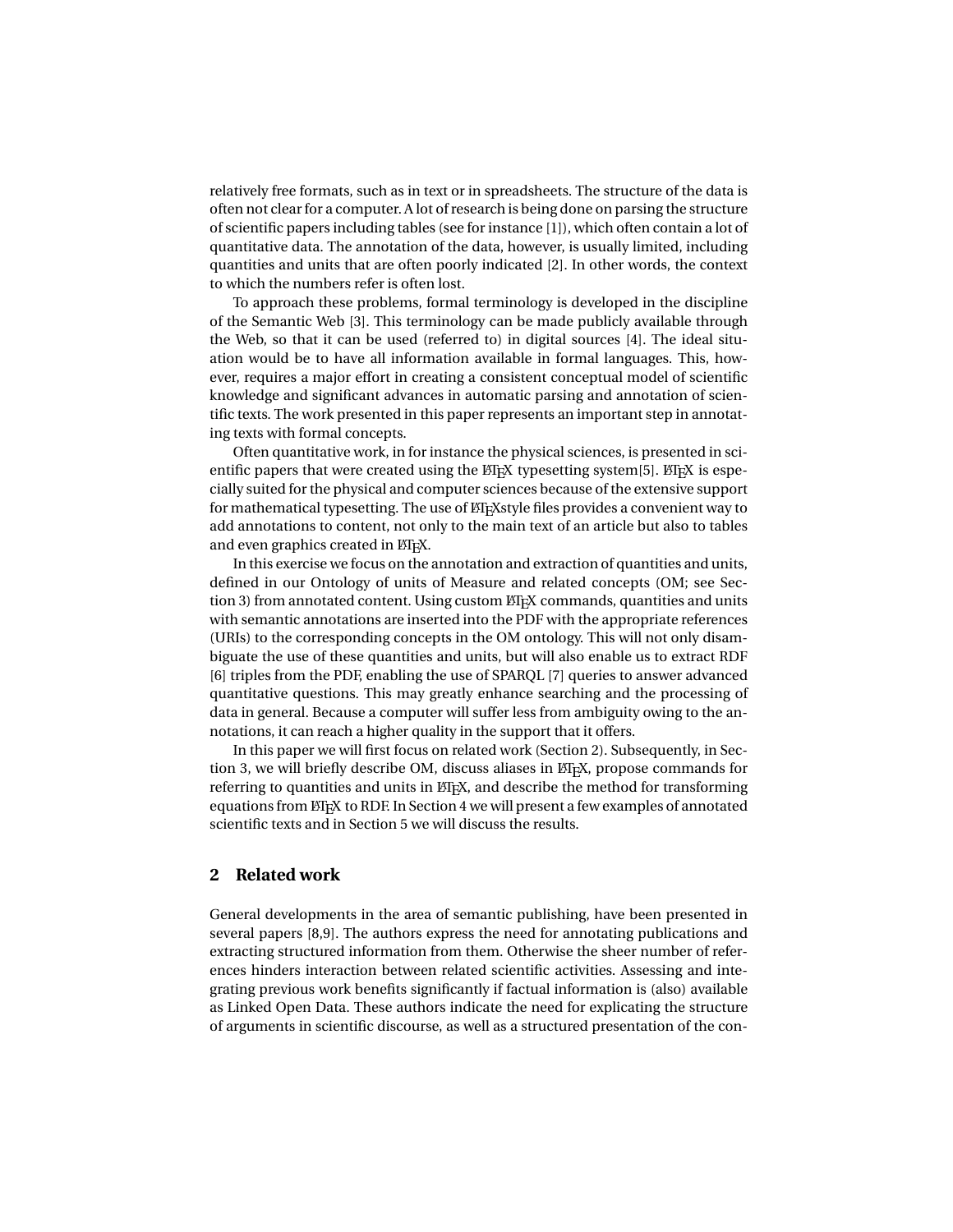relatively free formats, such as in text or in spreadsheets. The structure of the data is often not clear for a computer. A lot of research is being done on parsing the structure of scientific papers including tables (see for instance [1]), which often contain a lot of quantitative data. The annotation of the data, however, is usually limited, including quantities and units that are often poorly indicated [2]. In other words, the context to which the numbers refer is often lost.

To approach these problems, formal terminology is developed in the discipline of the Semantic Web [3]. This terminology can be made publicly available through the Web, so that it can be used (referred to) in digital sources [4]. The ideal situation would be to have all information available in formal languages. This, however, requires a major effort in creating a consistent conceptual model of scientific knowledge and significant advances in automatic parsing and annotation of scientific texts. The work presented in this paper represents an important step in annotating texts with formal concepts.

Often quantitative work, in for instance the physical sciences, is presented in scientific papers that were created using the LaTeX typesetting system[5]. LaTeX is especially suited for the physical and computer sciences because of the extensive support for mathematical typesetting. The use of LaTeXstyle files provides a convenient way to add annotations to content, not only to the main text of an article but also to tables and even graphics created in LaTeX.

In this exercise we focus on the annotation and extraction of quantities and units, defined in our Ontology of units of Measure and related concepts (OM; see Section 3) from annotated content. Using custom LaTeX commands, quantities and units with semantic annotations are inserted into the PDF with the appropriate references (URIs) to the corresponding concepts in the OM ontology. This will not only disambiguate the use of these quantities and units, but will also enable us to extract RDF [6] triples from the PDF, enabling the use of SPARQL [7] queries to answer advanced quantitative questions. This may greatly enhance searching and the processing of data in general. Because a computer will suffer less from ambiguity owing to the annotations, it can reach a higher quality in the support that it offers.

In this paper we will first focus on related work (Section 2). Subsequently, in Section 3, we will briefly describe OM, discuss aliases in LaTeX, propose commands for referring to quantities and units in LaTeX, and describe the method for transforming equations from LaTeX to RDF. In Section 4 we will present a few examples of annotated scientific texts and in Section 5 we will discuss the results.

## 2 Related work

General developments in the area of semantic publishing, have been presented in several papers [8,9]. The authors express the need for annotating publications and extracting structured information from them. Otherwise the sheer number of references hinders interaction between related scientific activities. Assessing and integrating previous work benefits significantly if factual information is (also) available as Linked Open Data. These authors indicate the need for explicating the structure of arguments in scientific discourse, as well as a structured presentation of the con-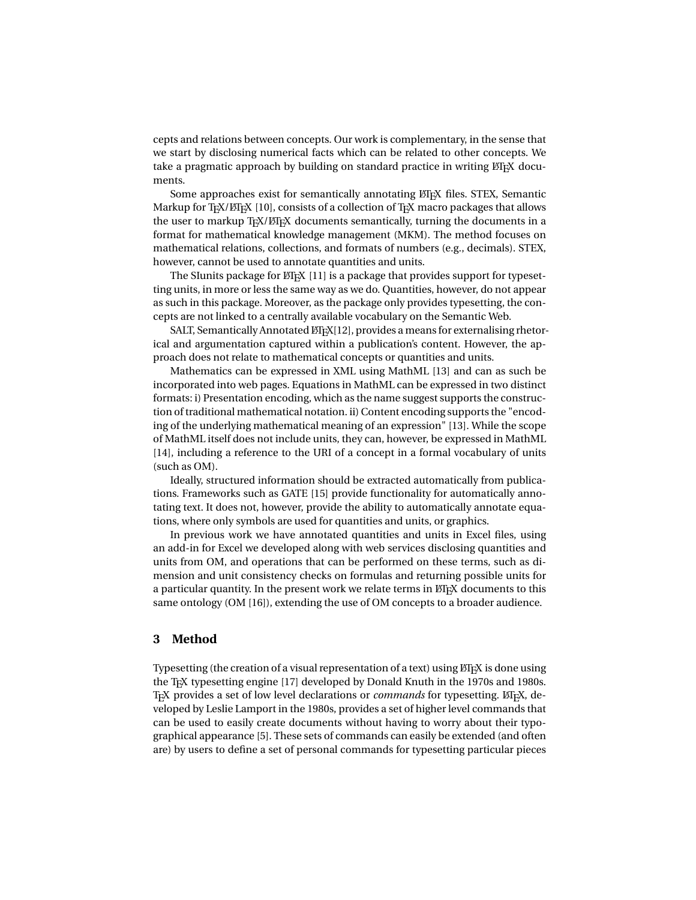cepts and relations between concepts. Our work is complementary, in the sense that we start by disclosing numerical facts which can be related to other concepts. We take a pragmatic approach by building on standard practice in writing LaTeX documents.

Some approaches exist for semantically annotating LaTeX files. STEX, Semantic Markup for TeX/LaTeX [10], consists of a collection of TeX macro packages that allows the user to markup TeX/LaTeX documents semantically, turning the documents in a format for mathematical knowledge management (MKM). The method focuses on mathematical relations, collections, and formats of numbers (e.g., decimals). STEX, however, cannot be used to annotate quantities and units.

The SIunits package for LaTeX [11] is a package that provides support for typesetting units, in more or less the same way as we do. Quantities, however, do not appear as such in this package. Moreover, as the package only provides typesetting, the concepts are not linked to a centrally available vocabulary on the Semantic Web.

SALT, Semantically Annotated LaTeX[12], provides a means for externalising rhetorical and argumentation captured within a publication's content. However, the approach does not relate to mathematical concepts or quantities and units.

Mathematics can be expressed in XML using MathML [13] and can as such be incorporated into web pages. Equations in MathML can be expressed in two distinct formats: i) Presentation encoding, which as the name suggest supports the construction of traditional mathematical notation. ii) Content encoding supports the "encoding of the underlying mathematical meaning of an expression" [13]. While the scope of MathML itself does not include units, they can, however, be expressed in MathML [14], including a reference to the URI of a concept in a formal vocabulary of units (such as OM).

Ideally, structured information should be extracted automatically from publications. Frameworks such as GATE [15] provide functionality for automatically annotating text. It does not, however, provide the ability to automatically annotate equations, where only symbols are used for quantities and units, or graphics.

In previous work we have annotated quantities and units in Excel files, using an add-in for Excel we developed along with web services disclosing quantities and units from OM, and operations that can be performed on these terms, such as dimension and unit consistency checks on formulas and returning possible units for a particular quantity. In the present work we relate terms in LaTeX documents to this same ontology (OM [16]), extending the use of OM concepts to a broader audience.

## 3 Method

Typesetting (the creation of a visual representation of a text) using LaTeX is done using the TeX typesetting engine [17] developed by Donald Knuth in the 1970s and 1980s. TeX provides a set of low level declarations or *commands* for typesetting. LaTeX, developed by Leslie Lamport in the 1980s, provides a set of higher level commands that can be used to easily create documents without having to worry about their typographical appearance [5]. These sets of commands can easily be extended (and often are) by users to define a set of personal commands for typesetting particular pieces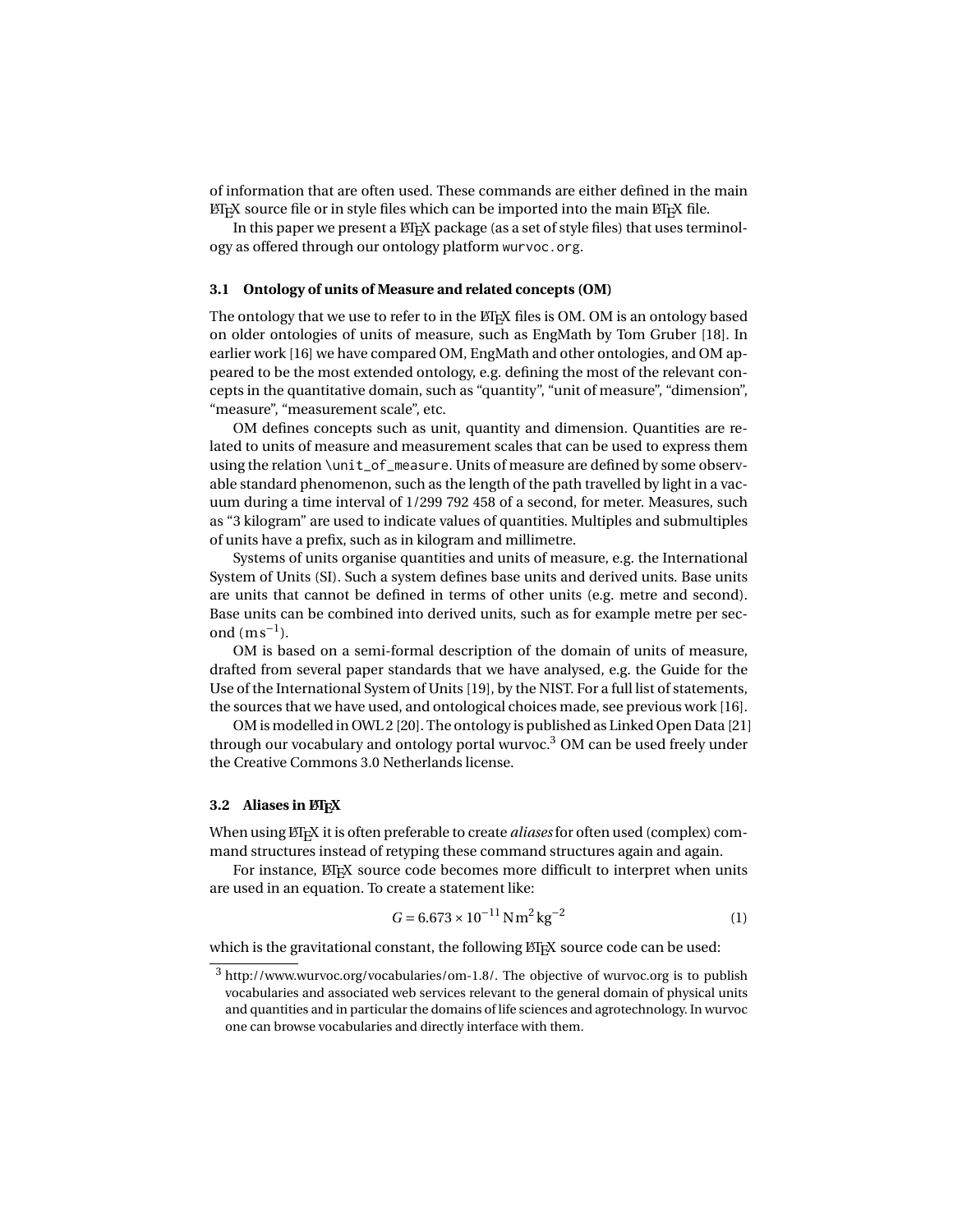of information that are often used. These commands are either defined in the main LaTeX source file or in style files which can be imported into the main LaTeX file.

In this paper we present a LaTeX package (as a set of style files) that uses terminology as offered through our ontology platform `wurvoc.org`.

### 3.1 Ontology of units of Measure and related concepts (OM)

The ontology that we use to refer to in the LaTeX files is OM. OM is an ontology based on older ontologies of units of measure, such as EngMath by Tom Gruber [18]. In earlier work [16] we have compared OM, EngMath and other ontologies, and OM appeared to be the most extended ontology, e.g. defining the most of the relevant concepts in the quantitative domain, such as "quantity", "unit of measure", "dimension", "measure", "measurement scale", etc.

OM defines concepts such as unit, quantity and dimension. Quantities are related to units of measure and measurement scales that can be used to express them using the relation `\unit_of_measure`. Units of measure are defined by some observable standard phenomenon, such as the length of the path travelled by light in a vacuum during a time interval of 1/299 792 458 of a second, for meter. Measures, such as "3 kilogram" are used to indicate values of quantities. Multiples and submultiples of units have a prefix, such as in kilogram and millimetre.

Systems of units organise quantities and units of measure, e.g. the International System of Units (SI). Such a system defines base units and derived units. Base units are units that cannot be defined in terms of other units (e.g. metre and second). Base units can be combined into derived units, such as for example metre per second ($\mathrm{m\,s^{-1}}$).

OM is based on a semi-formal description of the domain of units of measure, drafted from several paper standards that we have analysed, e.g. the Guide for the Use of the International System of Units [19], by the NIST. For a full list of statements, the sources that we have used, and ontological choices made, see previous work [16].

OM is modelled in OWL 2 [20]. The ontology is published as Linked Open Data [21] through our vocabulary and ontology portal wurvoc.[3] OM can be used freely under the Creative Commons 3.0 Netherlands license.

### 3.2 Aliases in LaTeX

When using LaTeX it is often preferable to create *aliases* for often used (complex) command structures instead of retyping these command structures again and again.

For instance, LaTeX source code becomes more difficult to interpret when units are used in an equation. To create a statement like:

$$G = 6.673 \times 10^{-11}\,\mathrm{N\,m^2\,kg^{-2}} \tag{1}$$

which is the gravitational constant, the following LaTeX source code can be used:

[3] http://www.wurvoc.org/vocabularies/om-1.8/. The objective of wurvoc.org is to publish vocabularies and associated web services relevant to the general domain of physical units and quantities and in particular the domains of life sciences and agrotechnology. In wurvoc one can browse vocabularies and directly interface with them.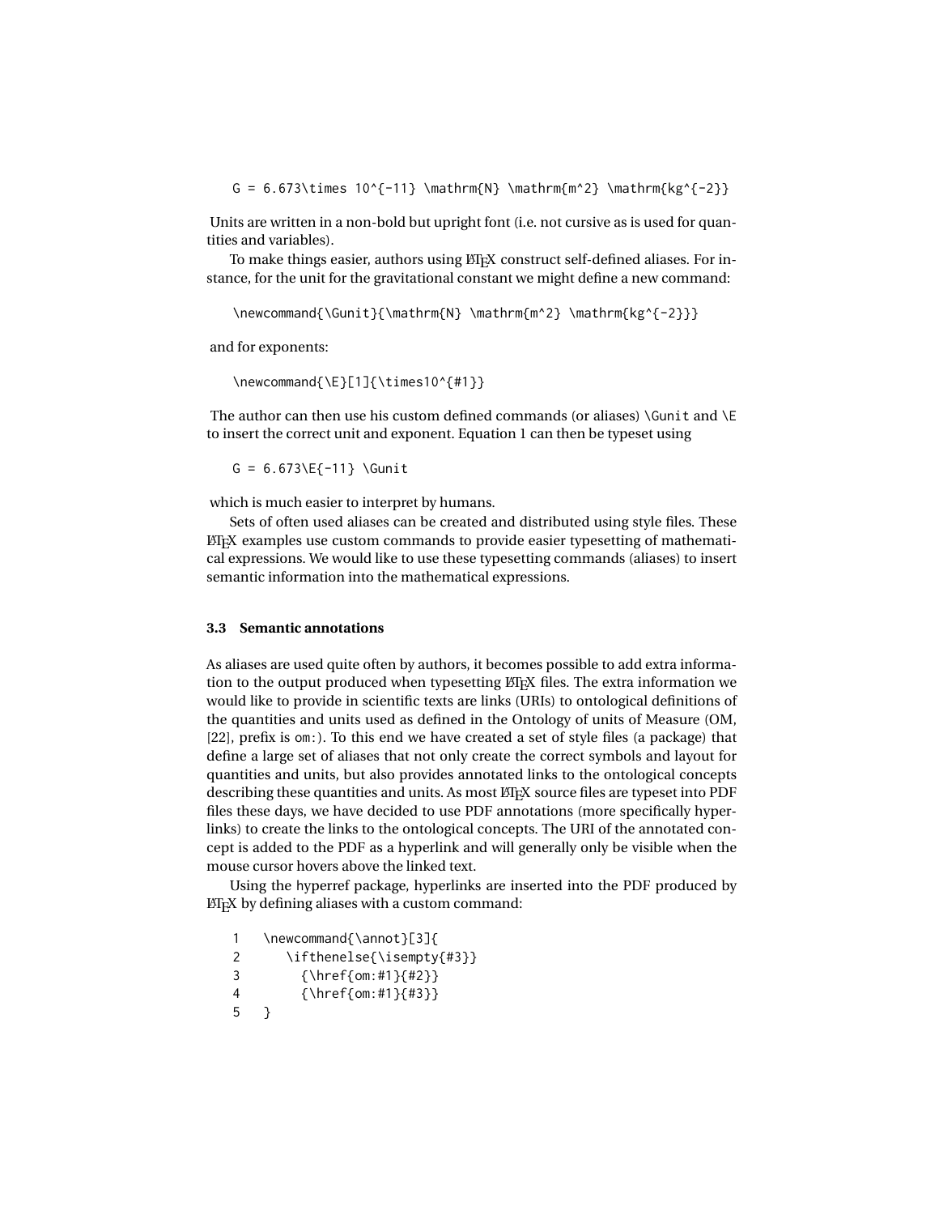```
G = 6.673\times 10^{-11} \mathrm{N} \mathrm{m^2} \mathrm{kg^{-2}}
```

Units are written in a non-bold but upright font (i.e. not cursive as is used for quantities and variables).

To make things easier, authors using LaTeX construct self-defined aliases. For instance, for the unit for the gravitational constant we might define a new command:

```
\newcommand{\Gunit}{\mathrm{N} \mathrm{m^2} \mathrm{kg^{-2}}}
```

and for exponents:

```
\newcommand{\E}[1]{\times10^{#1}}
```

The author can then use his custom defined commands (or aliases) `\Gunit` and `\E` to insert the correct unit and exponent. Equation 1 can then be typeset using

```
G = 6.673\E{-11} \Gunit
```

which is much easier to interpret by humans.

Sets of often used aliases can be created and distributed using style files. These LaTeX examples use custom commands to provide easier typesetting of mathematical expressions. We would like to use these typesetting commands (aliases) to insert semantic information into the mathematical expressions.

### 3.3 Semantic annotations

As aliases are used quite often by authors, it becomes possible to add extra information to the output produced when typesetting LaTeX files. The extra information we would like to provide in scientific texts are links (URIs) to ontological definitions of the quantities and units used as defined in the Ontology of units of Measure (OM, [22], prefix is `om:`). To this end we have created a set of style files (a package) that define a large set of aliases that not only create the correct symbols and layout for quantities and units, but also provides annotated links to the ontological concepts describing these quantities and units. As most LaTeX source files are typeset into PDF files these days, we have decided to use PDF annotations (more specifically hyperlinks) to create the links to the ontological concepts. The URI of the annotated concept is added to the PDF as a hyperlink and will generally only be visible when the mouse cursor hovers above the linked text.

Using the hyperref package, hyperlinks are inserted into the PDF produced by LaTeX by defining aliases with a custom command:

```
1   \newcommand{\annot}[3]{
2      \ifthenelse{\isempty{#3}}
3        {\href{om:#1}{#2}}
4        {\href{om:#1}{#3}}
5   }
```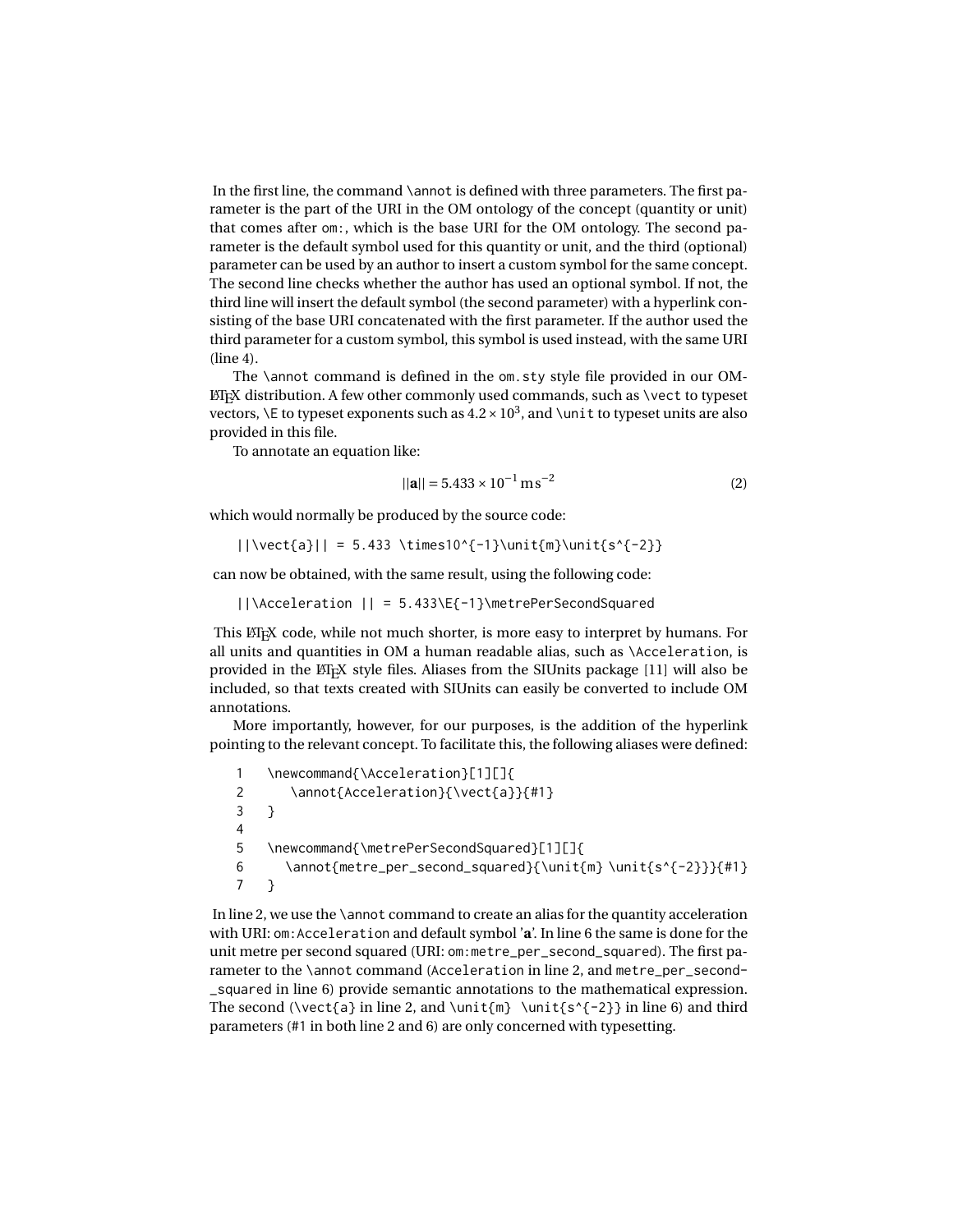In the first line, the command `\annot` is defined with three parameters. The first parameter is the part of the URI in the OM ontology of the concept (quantity or unit) that comes after `om:`, which is the base URI for the OM ontology. The second parameter is the default symbol used for this quantity or unit, and the third (optional) parameter can be used by an author to insert a custom symbol for the same concept. The second line checks whether the author has used an optional symbol. If not, the third line will insert the default symbol (the second parameter) with a hyperlink consisting of the base URI concatenated with the first parameter. If the author used the third parameter for a custom symbol, this symbol is used instead, with the same URI (line 4).

The `\annot` command is defined in the `om.sty` style file provided in our OM-LaTeX distribution. A few other commonly used commands, such as `\vect` to typeset vectors, `\E` to typeset exponents such as $4.2 \times 10^3$, and `\unit` to typeset units are also provided in this file.

To annotate an equation like:

$$||\mathbf{a}|| = 5.433 \times 10^{-1}\,\mathrm{m\,s^{-2}} \tag{2}$$

which would normally be produced by the source code:

```
||\vect{a}|| = 5.433 \times10^{-1}\unit{m}\unit{s^{-2}}
```

can now be obtained, with the same result, using the following code:

```
||\Acceleration || = 5.433\E{-1}\metrePerSecondSquared
```

This LaTeX code, while not much shorter, is more easy to interpret by humans. For all units and quantities in OM a human readable alias, such as `\Acceleration`, is provided in the LaTeX style files. Aliases from the SIUnits package [11] will also be included, so that texts created with SIUnits can easily be converted to include OM annotations.

More importantly, however, for our purposes, is the addition of the hyperlink pointing to the relevant concept. To facilitate this, the following aliases were defined:

```
1   \newcommand{\Acceleration}[1][]{
2       \annot{Acceleration}{\vect{a}}{#1}
3   }
4
5   \newcommand{\metrePerSecondSquared}[1][]{
6      \annot{metre_per_second_squared}{\unit{m} \unit{s^{-2}}}{#1}
7   }
```

In line 2, we use the `\annot` command to create an alias for the quantity acceleration with URI: `om:Acceleration` and default symbol '**a**'. In line 6 the same is done for the unit metre per second squared (URI: `om:metre_per_second_squared`). The first parameter to the `\annot` command (`Acceleration` in line 2, and `metre_per_second_squared` in line 6) provide semantic annotations to the mathematical expression. The second (`\vect{a}` in line 2, and `\unit{m} \unit{s^{-2}}` in line 6) and third parameters (`#1` in both line 2 and 6) are only concerned with typesetting.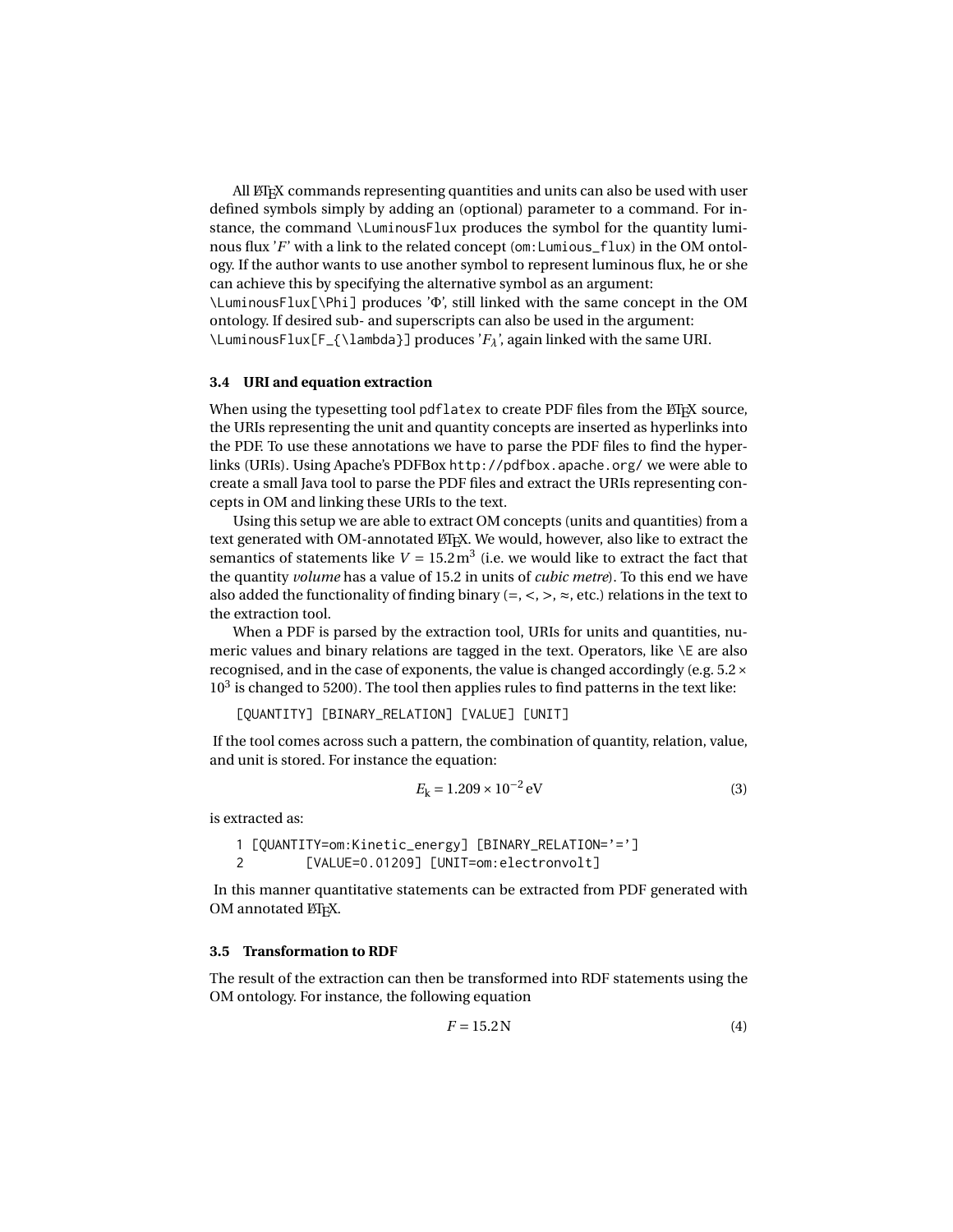All LaTeX commands representing quantities and units can also be used with user defined symbols simply by adding an (optional) parameter to a command. For instance, the command `\LuminousFlux` produces the symbol for the quantity luminous flux '$F$' with a link to the related concept (`om:Lumious_flux`) in the OM ontology. If the author wants to use another symbol to represent luminous flux, he or she can achieve this by specifying the alternative symbol as an argument:
`\LuminousFlux[\Phi]` produces '$\Phi$', still linked with the same concept in the OM ontology. If desired sub- and superscripts can also be used in the argument:
`\LuminousFlux[F_{\lambda}]` produces '$F_{\lambda}$', again linked with the same URI.

### 3.4 URI and equation extraction

When using the typesetting tool `pdflatex` to create PDF files from the LaTeX source, the URIs representing the unit and quantity concepts are inserted as hyperlinks into the PDF. To use these annotations we have to parse the PDF files to find the hyperlinks (URIs). Using Apache's PDFBox `http://pdfbox.apache.org/` we were able to create a small Java tool to parse the PDF files and extract the URIs representing concepts in OM and linking these URIs to the text.

Using this setup we are able to extract OM concepts (units and quantities) from a text generated with OM-annotated LaTeX. We would, however, also like to extract the semantics of statements like $V = 15.2\,\mathrm{m}^3$ (i.e. we would like to extract the fact that the quantity *volume* has a value of 15.2 in units of *cubic metre*). To this end we have also added the functionality of finding binary (=, <, >, ≈, etc.) relations in the text to the extraction tool.

When a PDF is parsed by the extraction tool, URIs for units and quantities, numeric values and binary relations are tagged in the text. Operators, like `\E` are also recognised, and in the case of exponents, the value is changed accordingly (e.g. $5.2 \times 10^3$ is changed to 5200). The tool then applies rules to find patterns in the text like:

```
[QUANTITY] [BINARY_RELATION] [VALUE] [UNIT]
```

If the tool comes across such a pattern, the combination of quantity, relation, value, and unit is stored. For instance the equation:

$$E_{\mathrm{k}} = 1.209 \times 10^{-2}\,\mathrm{eV} \tag{3}$$

is extracted as:

```
1 [QUANTITY=om:Kinetic_energy] [BINARY_RELATION='=']
2        [VALUE=0.01209] [UNIT=om:electronvolt]
```

In this manner quantitative statements can be extracted from PDF generated with OM annotated LaTeX.

### 3.5 Transformation to RDF

The result of the extraction can then be transformed into RDF statements using the OM ontology. For instance, the following equation

$$F = 15.2\,\mathrm{N} \tag{4}$$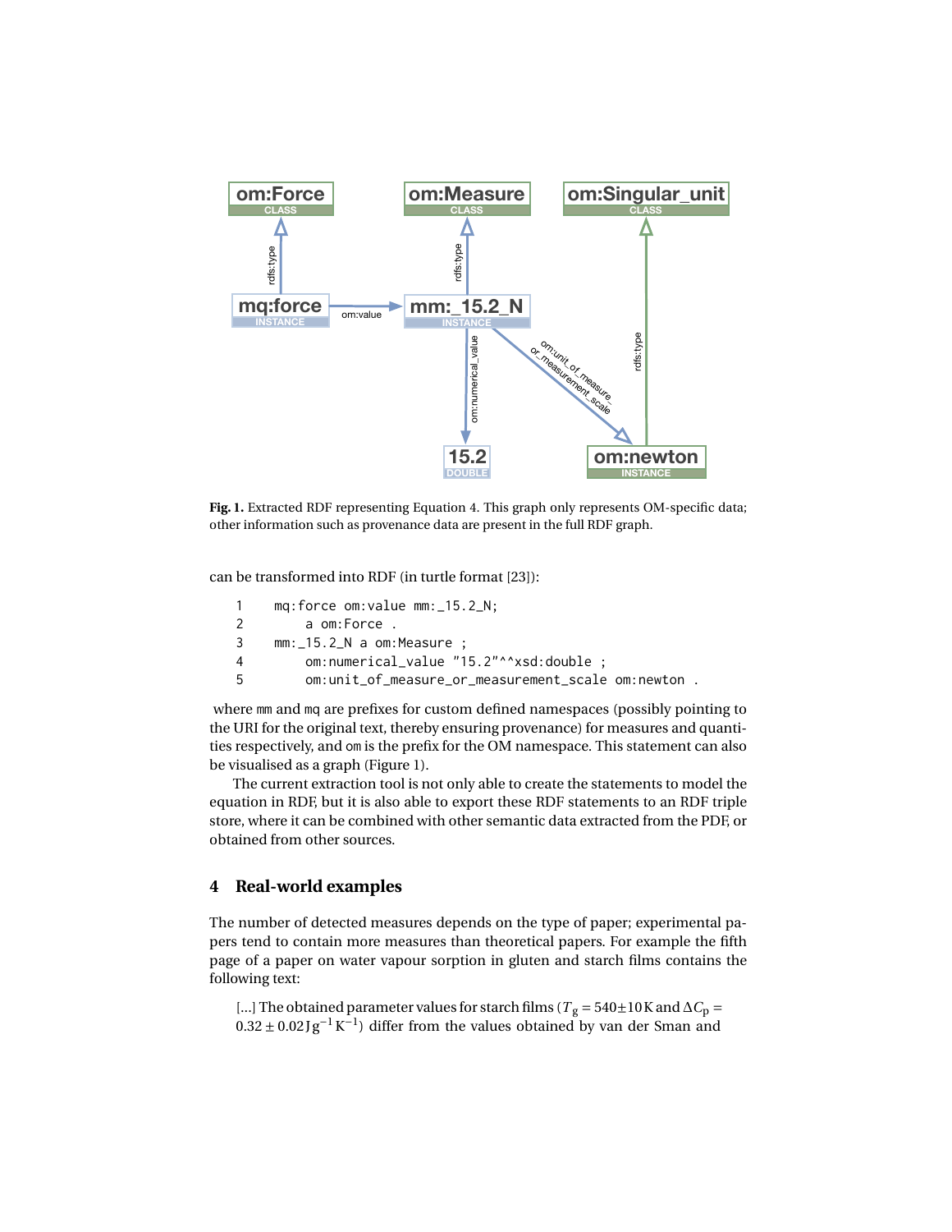**Fig. 1.** Extracted RDF representing Equation 4. This graph only represents OM-specific data; other information such as provenance data are present in the full RDF graph.

can be transformed into RDF (in turtle format [23]):

```
1    mq:force om:value mm:_15.2_N;
2        a om:Force .
3    mm:_15.2_N a om:Measure ;
4        om:numerical_value "15.2"^^xsd:double ;
5        om:unit_of_measure_or_measurement_scale om:newton .
```

where mm and mq are prefixes for custom defined namespaces (possibly pointing to the URI for the original text, thereby ensuring provenance) for measures and quantities respectively, and om is the prefix for the OM namespace. This statement can also be visualised as a graph (Figure 1).

The current extraction tool is not only able to create the statements to model the equation in RDF, but it is also able to export these RDF statements to an RDF triple store, where it can be combined with other semantic data extracted from the PDF, or obtained from other sources.

## 4 Real-world examples

The number of detected measures depends on the type of paper; experimental papers tend to contain more measures than theoretical papers. For example the fifth page of a paper on water vapour sorption in gluten and starch films contains the following text:

> [...] The obtained parameter values for starch films ($T_g = 540 \pm 10\,\mathrm{K}$ and $\Delta C_p = 0.32 \pm 0.02\,\mathrm{J\,g^{-1}\,K^{-1}}$) differ from the values obtained by van der Sman and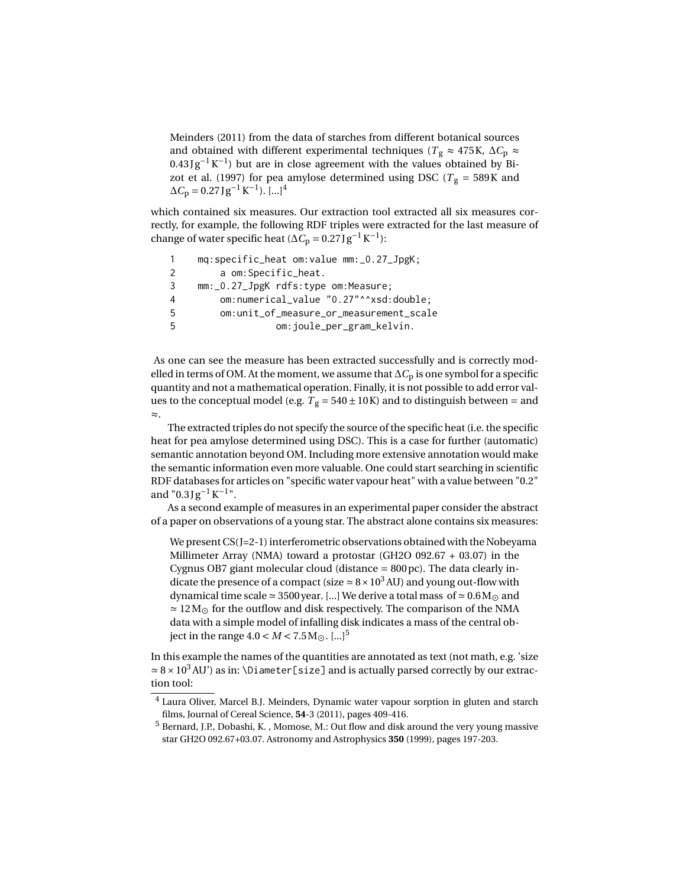> Meinders (2011) from the data of starches from different botanical sources and obtained with different experimental techniques ($T_g \approx 475\,\text{K}$, $\Delta C_p \approx 0.43\,\text{J}\,\text{g}^{-1}\,\text{K}^{-1}$) but are in close agreement with the values obtained by Bizot et al. (1997) for pea amylose determined using DSC ($T_g = 589\,\text{K}$ and $\Delta C_p = 0.27\,\text{J}\,\text{g}^{-1}\,\text{K}^{-1}$). [...][4]

which contained six measures. Our extraction tool extracted all six measures correctly, for example, the following RDF triples were extracted for the last measure of change of water specific heat ($\Delta C_p = 0.27\,\text{J}\,\text{g}^{-1}\,\text{K}^{-1}$):

```
1    mq:specific_heat om:value mm:_0.27_JpgK;
2        a om:Specific_heat.
3    mm:_0.27_JpgK rdfs:type om:Measure;
4        om:numerical_value "0.27"^^xsd:double;
5        om:unit_of_measure_or_measurement_scale
5                om:joule_per_gram_kelvin.
```

As one can see the measure has been extracted successfully and is correctly modelled in terms of OM. At the moment, we assume that $\Delta C_p$ is one symbol for a specific quantity and not a mathematical operation. Finally, it is not possible to add error values to the conceptual model (e.g. $T_g = 540 \pm 10\,\text{K}$) and to distinguish between = and $\approx$.

The extracted triples do not specify the source of the specific heat (i.e. the specific heat for pea amylose determined using DSC). This is a case for further (automatic) semantic annotation beyond OM. Including more extensive annotation would make the semantic information even more valuable. One could start searching in scientific RDF databases for articles on "specific water vapour heat" with a value between "0.2" and "$0.3\,\text{J}\,\text{g}^{-1}\,\text{K}^{-1}$".

As a second example of measures in an experimental paper consider the abstract of a paper on observations of a young star. The abstract alone contains six measures:

> We present CS(J=2-1) interferometric observations obtained with the Nobeyama Millimeter Array (NMA) toward a protostar (GH2O 092.67 + 03.07) in the Cygnus OB7 giant molecular cloud (distance = 800 pc). The data clearly indicate the presence of a compact (size $\simeq 8 \times 10^3\,\text{AU}$) and young out-flow with dynamical time scale $\simeq 3500\,\text{year}$. [...] We derive a total mass of $\simeq 0.6\,\text{M}_\odot$ and $\simeq 12\,\text{M}_\odot$ for the outflow and disk respectively. The comparison of the NMA data with a simple model of infalling disk indicates a mass of the central object in the range $4.0 < M < 7.5\,\text{M}_\odot$. [...][5]

In this example the names of the quantities are annotated as text (not math, e.g. 'size $\simeq 8 \times 10^3\,\text{AU}$') as in: `\Diameter[size]` and is actually parsed correctly by our extraction tool:

---

[4] Laura Oliver, Marcel B.J. Meinders, Dynamic water vapour sorption in gluten and starch films, Journal of Cereal Science, **54**-3 (2011), pages 409-416.

[5] Bernard, J.P., Dobashi, K. , Momose, M.: Out flow and disk around the very young massive star GH2O 092.67+03.07. Astronomy and Astrophysics **350** (1999), pages 197-203.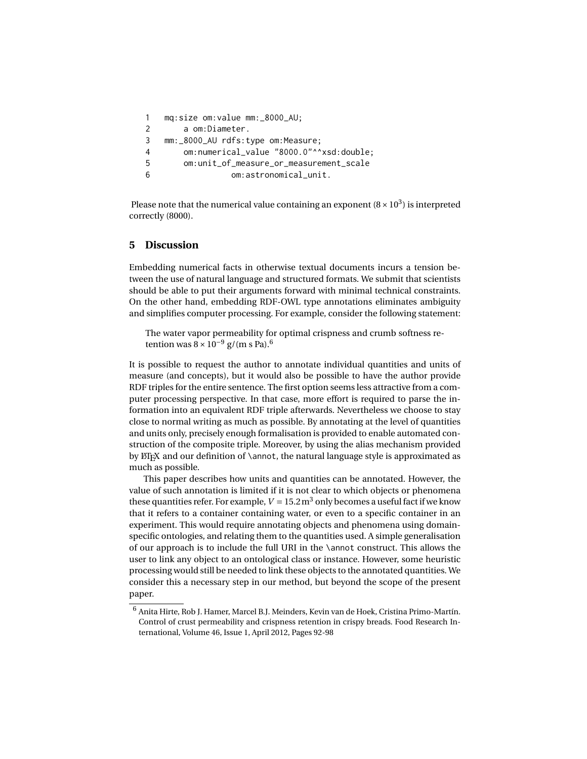```
1   mq:size om:value mm:_8000_AU;
2       a om:Diameter.
3   mm:_8000_AU rdfs:type om:Measure;
4       om:numerical_value "8000.0"^^xsd:double;
5       om:unit_of_measure_or_measurement_scale
6               om:astronomical_unit.
```

Please note that the numerical value containing an exponent ($8 \times 10^3$) is interpreted correctly (8000).

## 5 Discussion

Embedding numerical facts in otherwise textual documents incurs a tension between the use of natural language and structured formats. We submit that scientists should be able to put their arguments forward with minimal technical constraints. On the other hand, embedding RDF-OWL type annotations eliminates ambiguity and simplifies computer processing. For example, consider the following statement:

> The water vapor permeability for optimal crispness and crumb softness retention was $8 \times 10^{-9}$ g/(m s Pa).[6]

It is possible to request the author to annotate individual quantities and units of measure (and concepts), but it would also be possible to have the author provide RDF triples for the entire sentence. The first option seems less attractive from a computer processing perspective. In that case, more effort is required to parse the information into an equivalent RDF triple afterwards. Nevertheless we choose to stay close to normal writing as much as possible. By annotating at the level of quantities and units only, precisely enough formalisation is provided to enable automated construction of the composite triple. Moreover, by using the alias mechanism provided by LaTeX and our definition of `\annot`, the natural language style is approximated as much as possible.

This paper describes how units and quantities can be annotated. However, the value of such annotation is limited if it is not clear to which objects or phenomena these quantities refer. For example, $V = 15.2\,\text{m}^3$ only becomes a useful fact if we know that it refers to a container containing water, or even to a specific container in an experiment. This would require annotating objects and phenomena using domain-specific ontologies, and relating them to the quantities used. A simple generalisation of our approach is to include the full URI in the `\annot` construct. This allows the user to link any object to an ontological class or instance. However, some heuristic processing would still be needed to link these objects to the annotated quantities. We consider this a necessary step in our method, but beyond the scope of the present paper.

[6] Anita Hirte, Rob J. Hamer, Marcel B.J. Meinders, Kevin van de Hoek, Cristina Primo-Martín. Control of crust permeability and crispness retention in crispy breads. Food Research International, Volume 46, Issue 1, April 2012, Pages 92-98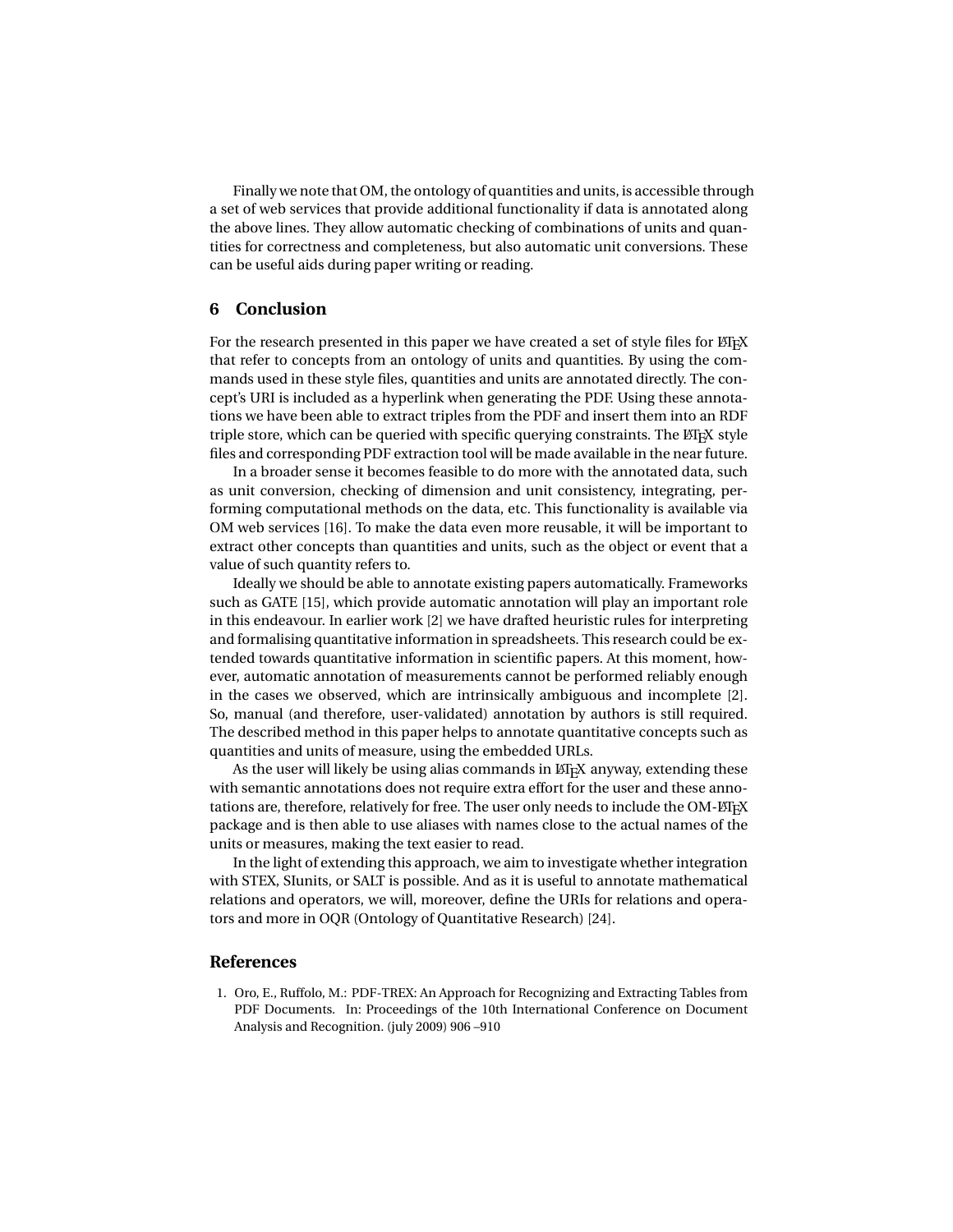Finally we note that OM, the ontology of quantities and units, is accessible through a set of web services that provide additional functionality if data is annotated along the above lines. They allow automatic checking of combinations of units and quantities for correctness and completeness, but also automatic unit conversions. These can be useful aids during paper writing or reading.

## 6 Conclusion

For the research presented in this paper we have created a set of style files for LaTeX that refer to concepts from an ontology of units and quantities. By using the commands used in these style files, quantities and units are annotated directly. The concept's URI is included as a hyperlink when generating the PDF. Using these annotations we have been able to extract triples from the PDF and insert them into an RDF triple store, which can be queried with specific querying constraints. The LaTeX style files and corresponding PDF extraction tool will be made available in the near future.

In a broader sense it becomes feasible to do more with the annotated data, such as unit conversion, checking of dimension and unit consistency, integrating, performing computational methods on the data, etc. This functionality is available via OM web services [16]. To make the data even more reusable, it will be important to extract other concepts than quantities and units, such as the object or event that a value of such quantity refers to.

Ideally we should be able to annotate existing papers automatically. Frameworks such as GATE [15], which provide automatic annotation will play an important role in this endeavour. In earlier work [2] we have drafted heuristic rules for interpreting and formalising quantitative information in spreadsheets. This research could be extended towards quantitative information in scientific papers. At this moment, however, automatic annotation of measurements cannot be performed reliably enough in the cases we observed, which are intrinsically ambiguous and incomplete [2]. So, manual (and therefore, user-validated) annotation by authors is still required. The described method in this paper helps to annotate quantitative concepts such as quantities and units of measure, using the embedded URLs.

As the user will likely be using alias commands in LaTeX anyway, extending these with semantic annotations does not require extra effort for the user and these annotations are, therefore, relatively for free. The user only needs to include the OM-LaTeX package and is then able to use aliases with names close to the actual names of the units or measures, making the text easier to read.

In the light of extending this approach, we aim to investigate whether integration with STEX, SIunits, or SALT is possible. And as it is useful to annotate mathematical relations and operators, we will, moreover, define the URIs for relations and operators and more in OQR (Ontology of Quantitative Research) [24].

## References

1. Oro, E., Ruffolo, M.: PDF-TREX: An Approach for Recognizing and Extracting Tables from PDF Documents. In: Proceedings of the 10th International Conference on Document Analysis and Recognition. (july 2009) 906 –910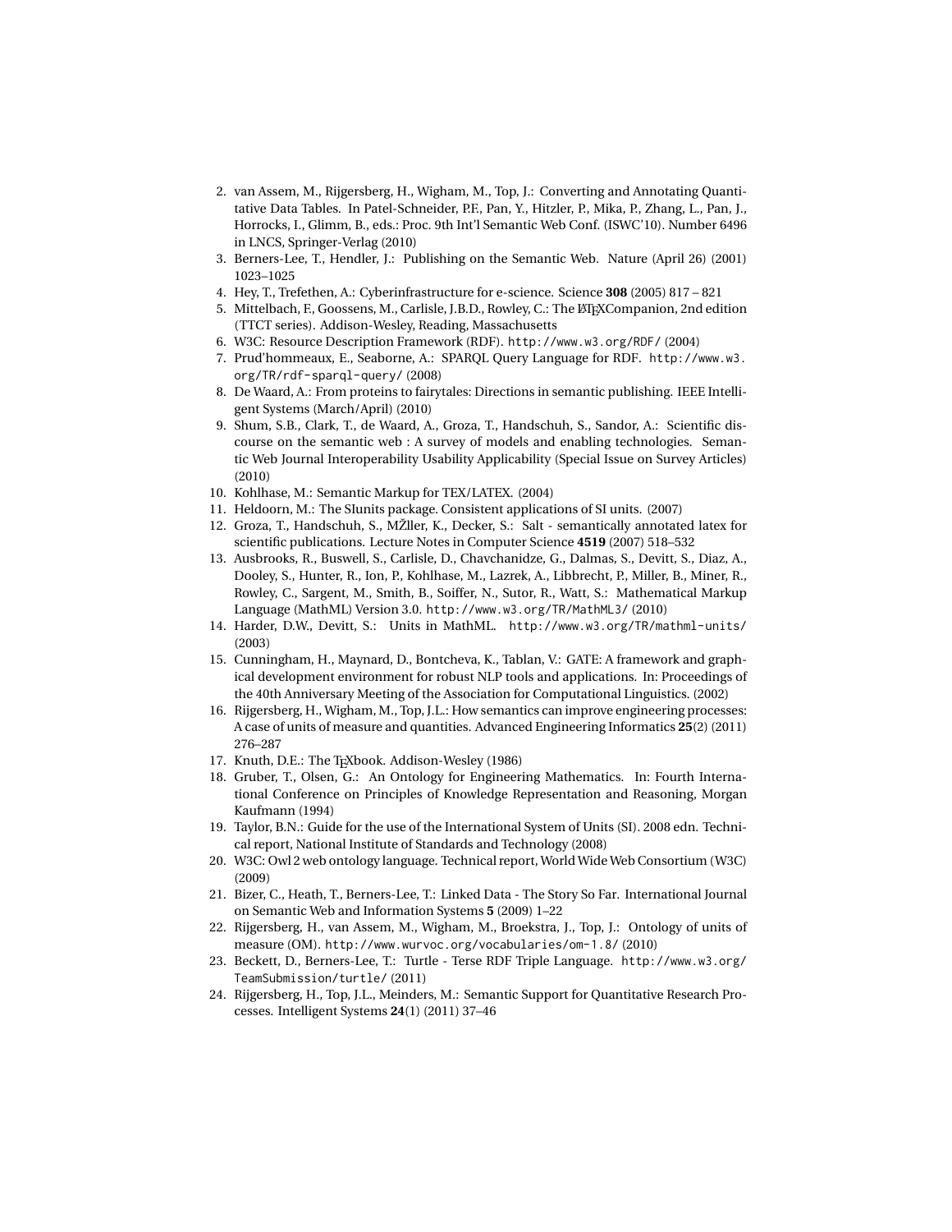2. van Assem, M., Rijgersberg, H., Wigham, M., Top, J.: Converting and Annotating Quantitative Data Tables. In Patel-Schneider, P.F., Pan, Y., Hitzler, P., Mika, P., Zhang, L., Pan, J., Horrocks, I., Glimm, B., eds.: Proc. 9th Int'l Semantic Web Conf. (ISWC'10). Number 6496 in LNCS, Springer-Verlag (2010)
3. Berners-Lee, T., Hendler, J.: Publishing on the Semantic Web. Nature (April 26) (2001) 1023–1025
4. Hey, T., Trefethen, A.: Cyberinfrastructure for e-science. Science **308** (2005) 817 – 821
5. Mittelbach, F., Goossens, M., Carlisle, J.B.D., Rowley, C.: The LaTeXCompanion, 2nd edition (TTCT series). Addison-Wesley, Reading, Massachusetts
6. W3C: Resource Description Framework (RDF). http://www.w3.org/RDF/ (2004)
7. Prud'hommeaux, E., Seaborne, A.: SPARQL Query Language for RDF. http://www.w3.org/TR/rdf-sparql-query/ (2008)
8. De Waard, A.: From proteins to fairytales: Directions in semantic publishing. IEEE Intelligent Systems (March/April) (2010)
9. Shum, S.B., Clark, T., de Waard, A., Groza, T., Handschuh, S., Sandor, A.: Scientific discourse on the semantic web : A survey of models and enabling technologies. Semantic Web Journal Interoperability Usability Applicability (Special Issue on Survey Articles) (2010)
10. Kohlhase, M.: Semantic Markup for TEX/LATEX. (2004)
11. Heldoorn, M.: The SIunits package. Consistent applications of SI units. (2007)
12. Groza, T., Handschuh, S., MŽller, K., Decker, S.: Salt - semantically annotated latex for scientific publications. Lecture Notes in Computer Science **4519** (2007) 518–532
13. Ausbrooks, R., Buswell, S., Carlisle, D., Chavchanidze, G., Dalmas, S., Devitt, S., Diaz, A., Dooley, S., Hunter, R., Ion, P., Kohlhase, M., Lazrek, A., Libbrecht, P., Miller, B., Miner, R., Rowley, C., Sargent, M., Smith, B., Soiffer, N., Sutor, R., Watt, S.: Mathematical Markup Language (MathML) Version 3.0. http://www.w3.org/TR/MathML3/ (2010)
14. Harder, D.W., Devitt, S.: Units in MathML. http://www.w3.org/TR/mathml-units/ (2003)
15. Cunningham, H., Maynard, D., Bontcheva, K., Tablan, V.: GATE: A framework and graphical development environment for robust NLP tools and applications. In: Proceedings of the 40th Anniversary Meeting of the Association for Computational Linguistics. (2002)
16. Rijgersberg, H., Wigham, M., Top, J.L.: How semantics can improve engineering processes: A case of units of measure and quantities. Advanced Engineering Informatics **25**(2) (2011) 276–287
17. Knuth, D.E.: The TeXbook. Addison-Wesley (1986)
18. Gruber, T., Olsen, G.: An Ontology for Engineering Mathematics. In: Fourth International Conference on Principles of Knowledge Representation and Reasoning, Morgan Kaufmann (1994)
19. Taylor, B.N.: Guide for the use of the International System of Units (SI). 2008 edn. Technical report, National Institute of Standards and Technology (2008)
20. W3C: Owl 2 web ontology language. Technical report, World Wide Web Consortium (W3C) (2009)
21. Bizer, C., Heath, T., Berners-Lee, T.: Linked Data - The Story So Far. International Journal on Semantic Web and Information Systems **5** (2009) 1–22
22. Rijgersberg, H., van Assem, M., Wigham, M., Broekstra, J., Top, J.: Ontology of units of measure (OM). http://www.wurvoc.org/vocabularies/om-1.8/ (2010)
23. Beckett, D., Berners-Lee, T.: Turtle - Terse RDF Triple Language. http://www.w3.org/TeamSubmission/turtle/ (2011)
24. Rijgersberg, H., Top, J.L., Meinders, M.: Semantic Support for Quantitative Research Processes. Intelligent Systems **24**(1) (2011) 37–46